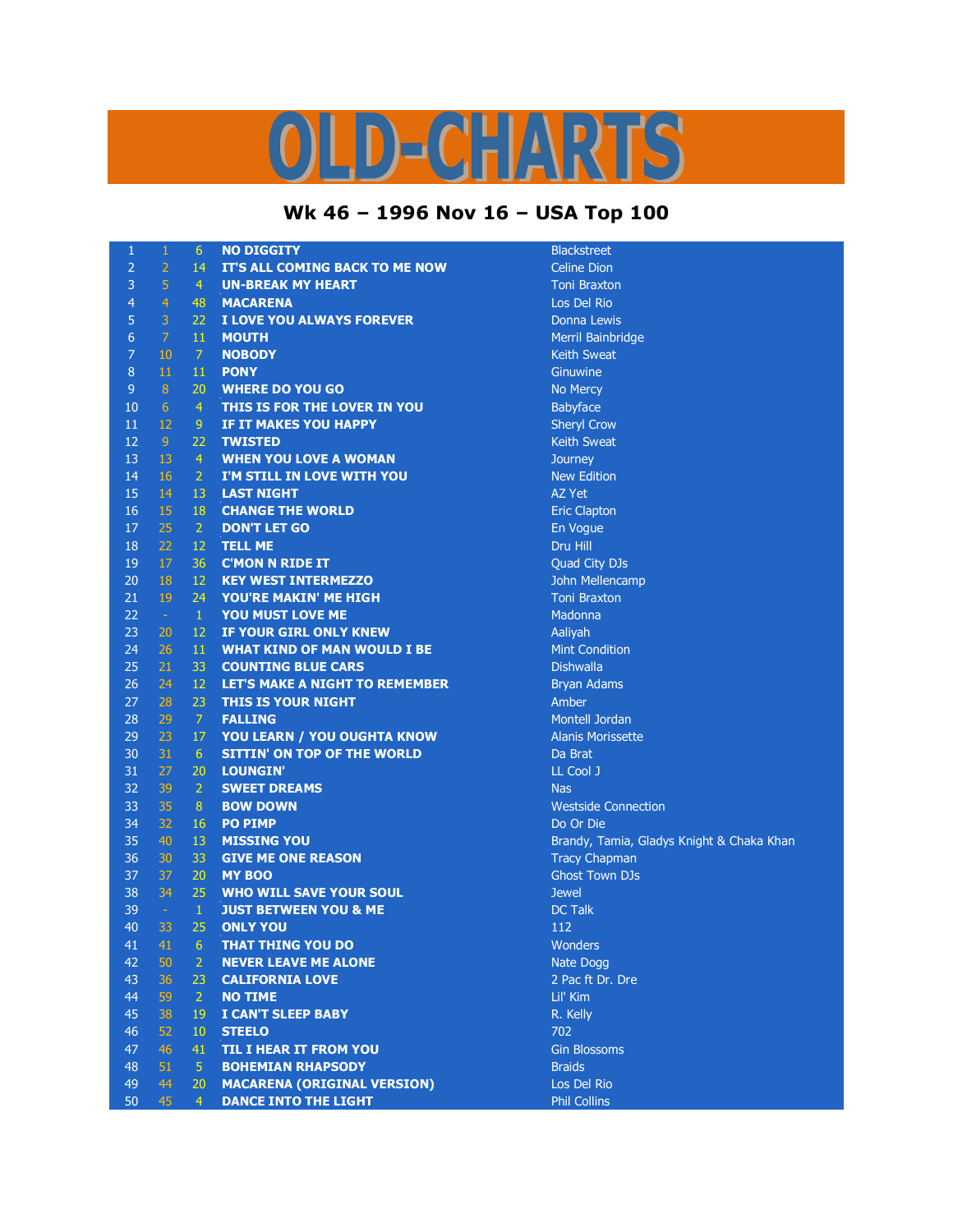# OLD-CHARTS

## Wk 46 – 1996 Nov 16 – USA Top 100

| | | | | |
|---|---|---|---|---|
| 1 | 1 | 6 | NO DIGGITY | Blackstreet |
| 2 | 2 | 14 | IT'S ALL COMING BACK TO ME NOW | Celine Dion |
| 3 | 5 | 4 | UN-BREAK MY HEART | Toni Braxton |
| 4 | 4 | 48 | MACARENA | Los Del Rio |
| 5 | 3 | 22 | I LOVE YOU ALWAYS FOREVER | Donna Lewis |
| 6 | 7 | 11 | MOUTH | Merril Bainbridge |
| 7 | 10 | 7 | NOBODY | Keith Sweat |
| 8 | 11 | 11 | PONY | Ginuwine |
| 9 | 8 | 20 | WHERE DO YOU GO | No Mercy |
| 10 | 6 | 4 | THIS IS FOR THE LOVER IN YOU | Babyface |
| 11 | 12 | 9 | IF IT MAKES YOU HAPPY | Sheryl Crow |
| 12 | 9 | 22 | TWISTED | Keith Sweat |
| 13 | 13 | 4 | WHEN YOU LOVE A WOMAN | Journey |
| 14 | 16 | 2 | I'M STILL IN LOVE WITH YOU | New Edition |
| 15 | 14 | 13 | LAST NIGHT | AZ Yet |
| 16 | 15 | 18 | CHANGE THE WORLD | Eric Clapton |
| 17 | 25 | 2 | DON'T LET GO | En Vogue |
| 18 | 22 | 12 | TELL ME | Dru Hill |
| 19 | 17 | 36 | C'MON N RIDE IT | Quad City DJs |
| 20 | 18 | 12 | KEY WEST INTERMEZZO | John Mellencamp |
| 21 | 19 | 24 | YOU'RE MAKIN' ME HIGH | Toni Braxton |
| 22 | - | 1 | YOU MUST LOVE ME | Madonna |
| 23 | 20 | 12 | IF YOUR GIRL ONLY KNEW | Aaliyah |
| 24 | 26 | 11 | WHAT KIND OF MAN WOULD I BE | Mint Condition |
| 25 | 21 | 33 | COUNTING BLUE CARS | Dishwalla |
| 26 | 24 | 12 | LET'S MAKE A NIGHT TO REMEMBER | Bryan Adams |
| 27 | 28 | 23 | THIS IS YOUR NIGHT | Amber |
| 28 | 29 | 7 | FALLING | Montell Jordan |
| 29 | 23 | 17 | YOU LEARN / YOU OUGHTA KNOW | Alanis Morissette |
| 30 | 31 | 6 | SITTIN' ON TOP OF THE WORLD | Da Brat |
| 31 | 27 | 20 | LOUNGIN' | LL Cool J |
| 32 | 39 | 2 | SWEET DREAMS | Nas |
| 33 | 35 | 8 | BOW DOWN | Westside Connection |
| 34 | 32 | 16 | PO PIMP | Do Or Die |
| 35 | 40 | 13 | MISSING YOU | Brandy, Tamia, Gladys Knight & Chaka Khan |
| 36 | 30 | 33 | GIVE ME ONE REASON | Tracy Chapman |
| 37 | 37 | 20 | MY BOO | Ghost Town DJs |
| 38 | 34 | 25 | WHO WILL SAVE YOUR SOUL | Jewel |
| 39 | - | 1 | JUST BETWEEN YOU & ME | DC Talk |
| 40 | 33 | 25 | ONLY YOU | 112 |
| 41 | 41 | 6 | THAT THING YOU DO | Wonders |
| 42 | 50 | 2 | NEVER LEAVE ME ALONE | Nate Dogg |
| 43 | 36 | 23 | CALIFORNIA LOVE | 2 Pac ft Dr. Dre |
| 44 | 59 | 2 | NO TIME | Lil' Kim |
| 45 | 38 | 19 | I CAN'T SLEEP BABY | R. Kelly |
| 46 | 52 | 10 | STEELO | 702 |
| 47 | 46 | 41 | TIL I HEAR IT FROM YOU | Gin Blossoms |
| 48 | 51 | 5 | BOHEMIAN RHAPSODY | Braids |
| 49 | 44 | 20 | MACARENA (ORIGINAL VERSION) | Los Del Rio |
| 50 | 45 | 4 | DANCE INTO THE LIGHT | Phil Collins |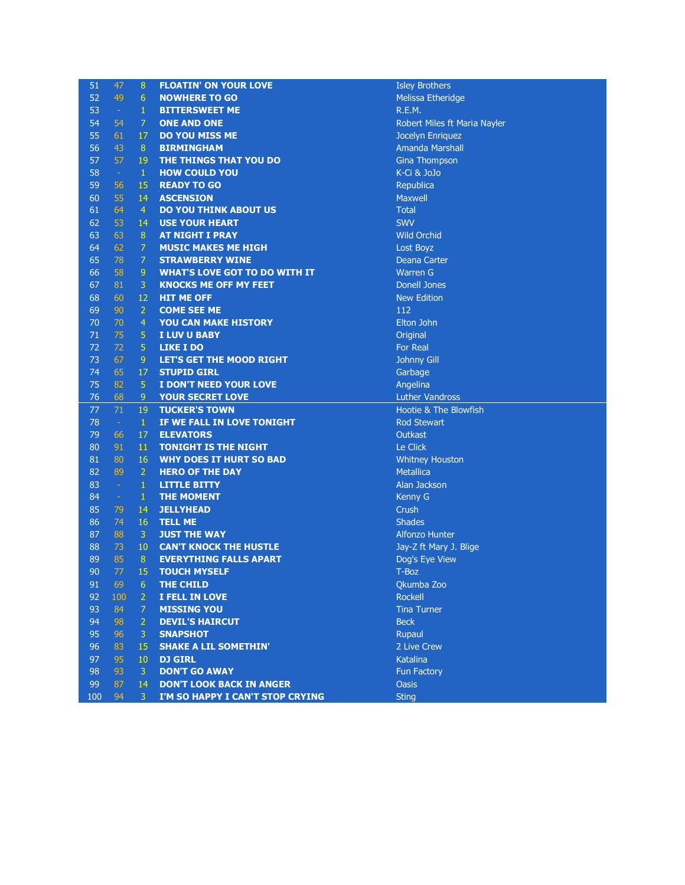| | | | | |
|---|---|---|---|---|
| 51 | 47 | 8 | FLOATIN' ON YOUR LOVE | Isley Brothers |
| 52 | 49 | 6 | NOWHERE TO GO | Melissa Etheridge |
| 53 | - | 1 | BITTERSWEET ME | R.E.M. |
| 54 | 54 | 7 | ONE AND ONE | Robert Miles ft Maria Nayler |
| 55 | 61 | 17 | DO YOU MISS ME | Jocelyn Enriquez |
| 56 | 43 | 8 | BIRMINGHAM | Amanda Marshall |
| 57 | 57 | 19 | THE THINGS THAT YOU DO | Gina Thompson |
| 58 | - | 1 | HOW COULD YOU | K-Ci & JoJo |
| 59 | 56 | 15 | READY TO GO | Republica |
| 60 | 55 | 14 | ASCENSION | Maxwell |
| 61 | 64 | 4 | DO YOU THINK ABOUT US | Total |
| 62 | 53 | 14 | USE YOUR HEART | SWV |
| 63 | 63 | 8 | AT NIGHT I PRAY | Wild Orchid |
| 64 | 62 | 7 | MUSIC MAKES ME HIGH | Lost Boyz |
| 65 | 78 | 7 | STRAWBERRY WINE | Deana Carter |
| 66 | 58 | 9 | WHAT'S LOVE GOT TO DO WITH IT | Warren G |
| 67 | 81 | 3 | KNOCKS ME OFF MY FEET | Donell Jones |
| 68 | 60 | 12 | HIT ME OFF | New Edition |
| 69 | 90 | 2 | COME SEE ME | 112 |
| 70 | 70 | 4 | YOU CAN MAKE HISTORY | Elton John |
| 71 | 75 | 5 | I LUV U BABY | Original |
| 72 | 72 | 5 | LIKE I DO | For Real |
| 73 | 67 | 9 | LET'S GET THE MOOD RIGHT | Johnny Gill |
| 74 | 65 | 17 | STUPID GIRL | Garbage |
| 75 | 82 | 5 | I DON'T NEED YOUR LOVE | Angelina |
| 76 | 68 | 9 | YOUR SECRET LOVE | Luther Vandross |
| 77 | 71 | 19 | TUCKER'S TOWN | Hootie & The Blowfish |
| 78 | - | 1 | IF WE FALL IN LOVE TONIGHT | Rod Stewart |
| 79 | 66 | 17 | ELEVATORS | Outkast |
| 80 | 91 | 11 | TONIGHT IS THE NIGHT | Le Click |
| 81 | 80 | 16 | WHY DOES IT HURT SO BAD | Whitney Houston |
| 82 | 89 | 2 | HERO OF THE DAY | Metallica |
| 83 | - | 1 | LITTLE BITTY | Alan Jackson |
| 84 | - | 1 | THE MOMENT | Kenny G |
| 85 | 79 | 14 | JELLYHEAD | Crush |
| 86 | 74 | 16 | TELL ME | Shades |
| 87 | 88 | 3 | JUST THE WAY | Alfonzo Hunter |
| 88 | 73 | 10 | CAN'T KNOCK THE HUSTLE | Jay-Z ft Mary J. Blige |
| 89 | 85 | 8 | EVERYTHING FALLS APART | Dog's Eye View |
| 90 | 77 | 15 | TOUCH MYSELF | T-Boz |
| 91 | 69 | 6 | THE CHILD | Qkumba Zoo |
| 92 | 100 | 2 | I FELL IN LOVE | Rockell |
| 93 | 84 | 7 | MISSING YOU | Tina Turner |
| 94 | 98 | 2 | DEVIL'S HAIRCUT | Beck |
| 95 | 96 | 3 | SNAPSHOT | Rupaul |
| 96 | 83 | 15 | SHAKE A LIL SOMETHIN' | 2 Live Crew |
| 97 | 95 | 10 | DJ GIRL | Katalina |
| 98 | 93 | 3 | DON'T GO AWAY | Fun Factory |
| 99 | 87 | 14 | DON'T LOOK BACK IN ANGER | Oasis |
| 100 | 94 | 3 | I'M SO HAPPY I CAN'T STOP CRYING | Sting |